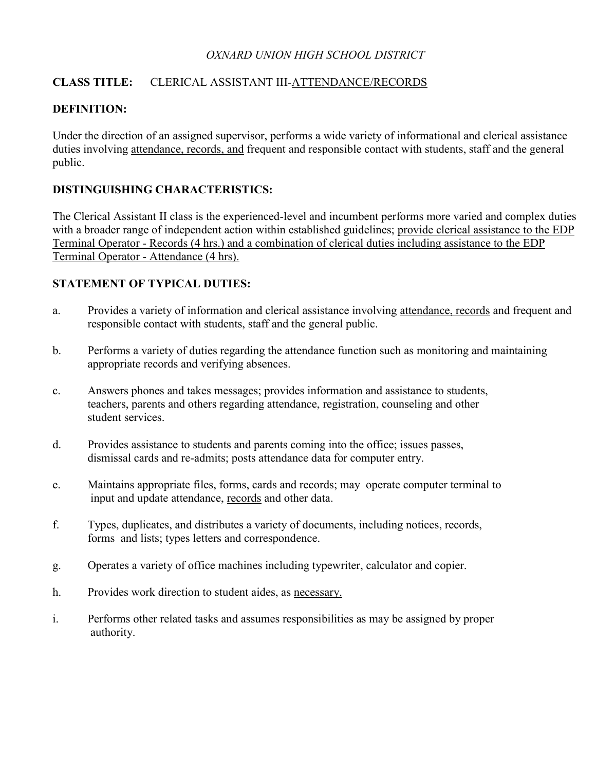*OXNARD UNION HIGH SCHOOL DISTRICT*

**CLASS TITLE:** CLERICAL ASSISTANT III-<u>ATTENDANCE/RECORDS</u>

**DEFINITION:**

Under the direction of an assigned supervisor, performs a wide variety of informational and clerical assistance duties involving <u>attendance, records, and</u> frequent and responsible contact with students, staff and the general public.

**DISTINGUISHING CHARACTERISTICS:**

The Clerical Assistant II class is the experienced-level and incumbent performs more varied and complex duties with a broader range of independent action within established guidelines; <u>provide clerical assistance to the EDP Terminal Operator - Records (4 hrs.) and a combination of clerical duties including assistance to the EDP Terminal Operator - Attendance (4 hrs).</u>

**STATEMENT OF TYPICAL DUTIES:**

a. Provides a variety of information and clerical assistance involving <u>attendance, records</u> and frequent and responsible contact with students, staff and the general public.

b. Performs a variety of duties regarding the attendance function such as monitoring and maintaining appropriate records and verifying absences.

c. Answers phones and takes messages; provides information and assistance to students, teachers, parents and others regarding attendance, registration, counseling and other student services.

d. Provides assistance to students and parents coming into the office; issues passes, dismissal cards and re-admits; posts attendance data for computer entry.

e. Maintains appropriate files, forms, cards and records; may operate computer terminal to input and update attendance, <u>records</u> and other data.

f. Types, duplicates, and distributes a variety of documents, including notices, records, forms and lists; types letters and correspondence.

g. Operates a variety of office machines including typewriter, calculator and copier.

h. Provides work direction to student aides, as <u>necessary.</u>

i. Performs other related tasks and assumes responsibilities as may be assigned by proper authority.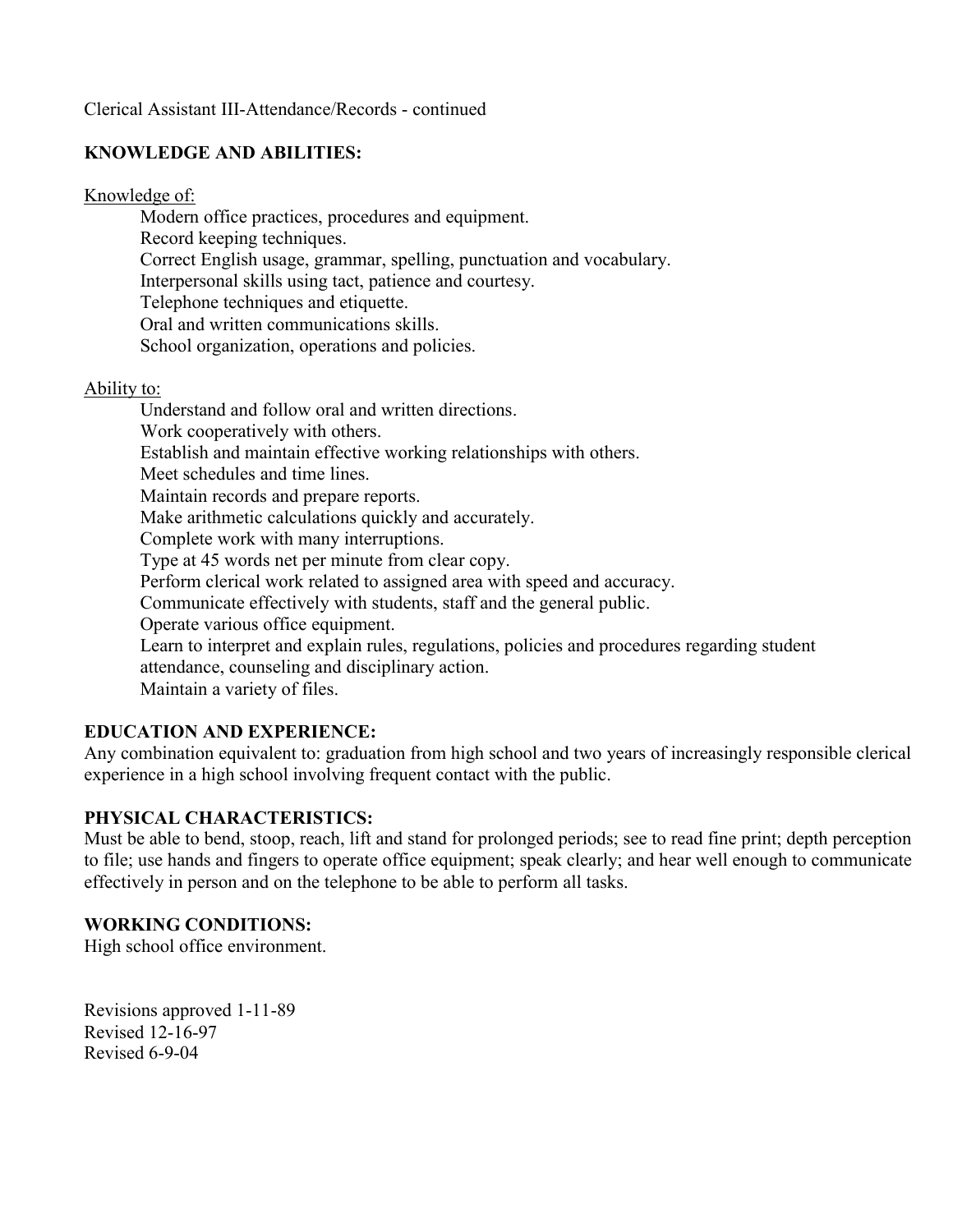Clerical Assistant III-Attendance/Records - continued

## KNOWLEDGE AND ABILITIES:

Knowledge of:

- Modern office practices, procedures and equipment.
- Record keeping techniques.
- Correct English usage, grammar, spelling, punctuation and vocabulary.
- Interpersonal skills using tact, patience and courtesy.
- Telephone techniques and etiquette.
- Oral and written communications skills.
- School organization, operations and policies.

Ability to:

- Understand and follow oral and written directions.
- Work cooperatively with others.
- Establish and maintain effective working relationships with others.
- Meet schedules and time lines.
- Maintain records and prepare reports.
- Make arithmetic calculations quickly and accurately.
- Complete work with many interruptions.
- Type at 45 words net per minute from clear copy.
- Perform clerical work related to assigned area with speed and accuracy.
- Communicate effectively with students, staff and the general public.
- Operate various office equipment.
- Learn to interpret and explain rules, regulations, policies and procedures regarding student attendance, counseling and disciplinary action.
- Maintain a variety of files.

## EDUCATION AND EXPERIENCE:

Any combination equivalent to: graduation from high school and two years of increasingly responsible clerical experience in a high school involving frequent contact with the public.

## PHYSICAL CHARACTERISTICS:

Must be able to bend, stoop, reach, lift and stand for prolonged periods; see to read fine print; depth perception to file; use hands and fingers to operate office equipment; speak clearly; and hear well enough to communicate effectively in person and on the telephone to be able to perform all tasks.

## WORKING CONDITIONS:

High school office environment.

Revisions approved 1-11-89
Revised 12-16-97
Revised 6-9-04